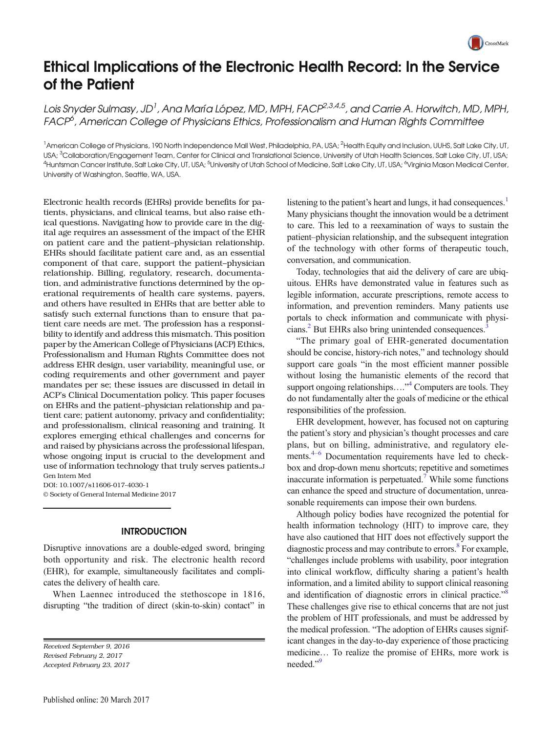# Ethical Implications of the Electronic Health Record: In the Service of the Patient

*Lois Snyder Sulmasy, JD*[1], *Ana María López, MD, MPH, FACP*[2,3,4,5], *and Carrie A. Horwitch, MD, MPH, FACP*[6], *American College of Physicians Ethics, Professionalism and Human Rights Committee*

[1]American College of Physicians, 190 North Independence Mall West, Philadelphia, PA, USA; [2]Health Equity and Inclusion, UUHS, Salt Lake City, UT, USA; [3]Collaboration/Engagement Team, Center for Clinical and Translational Science, University of Utah Health Sciences, Salt Lake City, UT, USA; [4]Huntsman Cancer Institute, Salt Lake City, UT, USA; [5]University of Utah School of Medicine, Salt Lake City, UT, USA; [6]Virginia Mason Medical Center, University of Washington, Seattle, WA, USA.

Electronic health records (EHRs) provide benefits for patients, physicians, and clinical teams, but also raise ethical questions. Navigating how to provide care in the digital age requires an assessment of the impact of the EHR on patient care and the patient–physician relationship. EHRs should facilitate patient care and, as an essential component of that care, support the patient–physician relationship. Billing, regulatory, research, documentation, and administrative functions determined by the operational requirements of health care systems, payers, and others have resulted in EHRs that are better able to satisfy such external functions than to ensure that patient care needs are met. The profession has a responsibility to identify and address this mismatch. This position paper by the American College of Physicians (ACP) Ethics, Professionalism and Human Rights Committee does not address EHR design, user variability, meaningful use, or coding requirements and other government and payer mandates per se; these issues are discussed in detail in ACP's Clinical Documentation policy. This paper focuses on EHRs and the patient–physician relationship and patient care; patient autonomy, privacy and confidentiality; and professionalism, clinical reasoning and training. It explores emerging ethical challenges and concerns for and raised by physicians across the professional lifespan, whose ongoing input is crucial to the development and use of information technology that truly serves patients.

J Gen Intern Med
DOI: 10.1007/s11606-017-4030-1
© Society of General Internal Medicine 2017

## INTRODUCTION

Disruptive innovations are a double-edged sword, bringing both opportunity and risk. The electronic health record (EHR), for example, simultaneously facilitates and complicates the delivery of health care.

When Laennec introduced the stethoscope in 1816, disrupting "the tradition of direct (skin-to-skin) contact" in listening to the patient's heart and lungs, it had consequences.[1] Many physicians thought the innovation would be a detriment to care. This led to a reexamination of ways to sustain the patient–physician relationship, and the subsequent integration of the technology with other forms of therapeutic touch, conversation, and communication.

Today, technologies that aid the delivery of care are ubiquitous. EHRs have demonstrated value in features such as legible information, accurate prescriptions, remote access to information, and prevention reminders. Many patients use portals to check information and communicate with physicians.[2] But EHRs also bring unintended consequences.[3]

"The primary goal of EHR-generated documentation should be concise, history-rich notes," and technology should support care goals "in the most efficient manner possible without losing the humanistic elements of the record that support ongoing relationships…."[4] Computers are tools. They do not fundamentally alter the goals of medicine or the ethical responsibilities of the profession.

EHR development, however, has focused not on capturing the patient's story and physician's thought processes and care plans, but on billing, administrative, and regulatory elements.[4–6] Documentation requirements have led to checkbox and drop-down menu shortcuts; repetitive and sometimes inaccurate information is perpetuated.[7] While some functions can enhance the speed and structure of documentation, unreasonable requirements can impose their own burdens.

Although policy bodies have recognized the potential for health information technology (HIT) to improve care, they have also cautioned that HIT does not effectively support the diagnostic process and may contribute to errors.[8] For example, "challenges include problems with usability, poor integration into clinical workflow, difficulty sharing a patient's health information, and a limited ability to support clinical reasoning and identification of diagnostic errors in clinical practice."[8] These challenges give rise to ethical concerns that are not just the problem of HIT professionals, and must be addressed by the medical profession. "The adoption of EHRs causes significant changes in the day-to-day experience of those practicing medicine… To realize the promise of EHRs, more work is needed."[9]

*Received September 9, 2016*
*Revised February 2, 2017*
*Accepted February 23, 2017*

Published online: 20 March 2017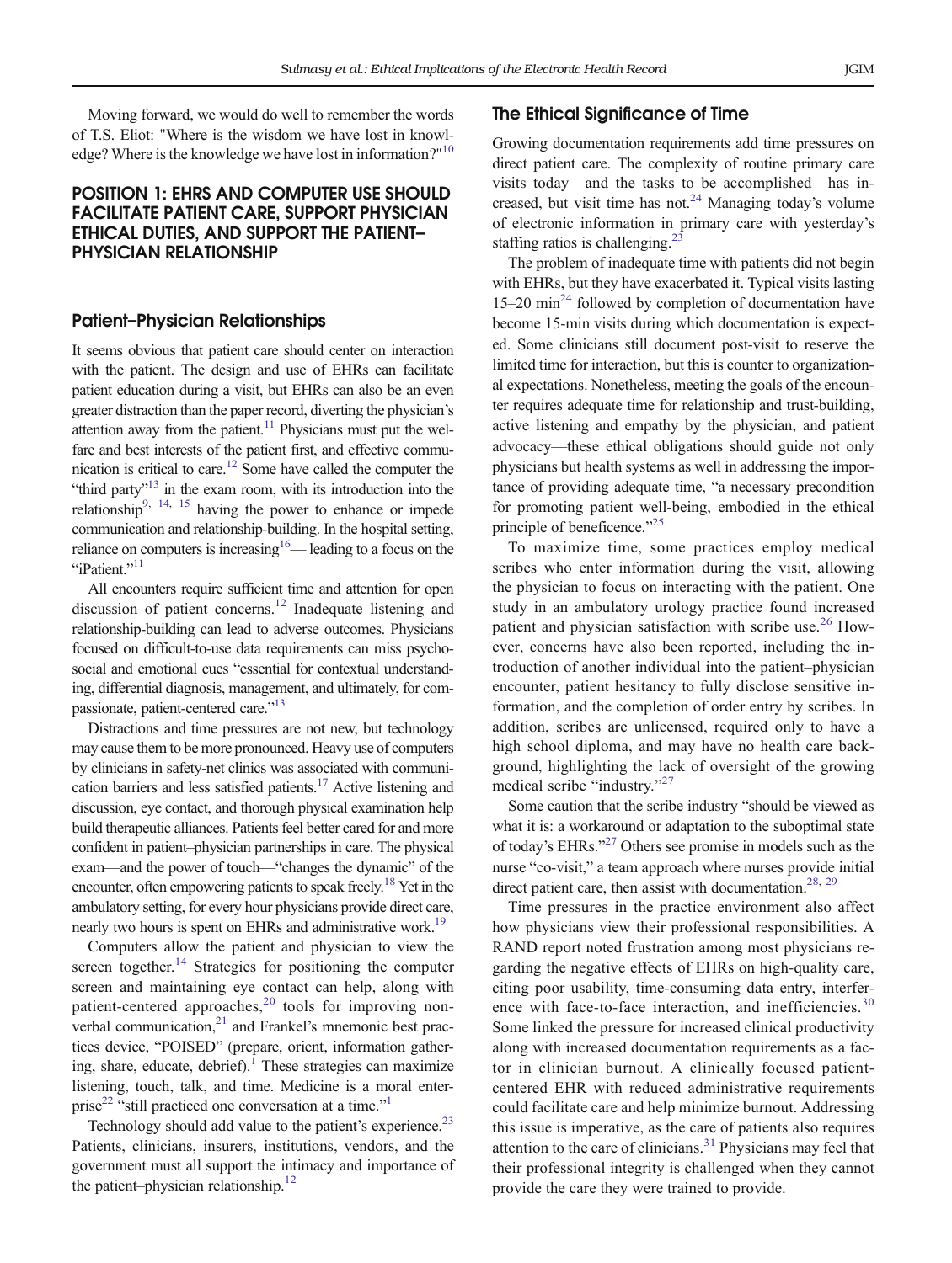Moving forward, we would do well to remember the words of T.S. Eliot: "Where is the wisdom we have lost in knowledge? Where is the knowledge we have lost in information?"[10]

## POSITION 1: EHRS AND COMPUTER USE SHOULD FACILITATE PATIENT CARE, SUPPORT PHYSICIAN ETHICAL DUTIES, AND SUPPORT THE PATIENT–PHYSICIAN RELATIONSHIP

### Patient–Physician Relationships

It seems obvious that patient care should center on interaction with the patient. The design and use of EHRs can facilitate patient education during a visit, but EHRs can also be an even greater distraction than the paper record, diverting the physician's attention away from the patient.[11] Physicians must put the welfare and best interests of the patient first, and effective communication is critical to care.[12] Some have called the computer the "third party"[13] in the exam room, with its introduction into the relationship[9, 14, 15] having the power to enhance or impede communication and relationship-building. In the hospital setting, reliance on computers is increasing[16]— leading to a focus on the "iPatient."[11]

All encounters require sufficient time and attention for open discussion of patient concerns.[12] Inadequate listening and relationship-building can lead to adverse outcomes. Physicians focused on difficult-to-use data requirements can miss psychosocial and emotional cues "essential for contextual understanding, differential diagnosis, management, and ultimately, for compassionate, patient-centered care."[13]

Distractions and time pressures are not new, but technology may cause them to be more pronounced. Heavy use of computers by clinicians in safety-net clinics was associated with communication barriers and less satisfied patients.[17] Active listening and discussion, eye contact, and thorough physical examination help build therapeutic alliances. Patients feel better cared for and more confident in patient–physician partnerships in care. The physical exam—and the power of touch—"changes the dynamic" of the encounter, often empowering patients to speak freely.[18] Yet in the ambulatory setting, for every hour physicians provide direct care, nearly two hours is spent on EHRs and administrative work.[19]

Computers allow the patient and physician to view the screen together.[14] Strategies for positioning the computer screen and maintaining eye contact can help, along with patient-centered approaches,[20] tools for improving nonverbal communication,[21] and Frankel's mnemonic best practices device, "POISED" (prepare, orient, information gathering, share, educate, debrief).[1] These strategies can maximize listening, touch, talk, and time. Medicine is a moral enterprise[22] "still practiced one conversation at a time."[1]

Technology should add value to the patient's experience.[23] Patients, clinicians, insurers, institutions, vendors, and the government must all support the intimacy and importance of the patient–physician relationship.[12]

### The Ethical Significance of Time

Growing documentation requirements add time pressures on direct patient care. The complexity of routine primary care visits today—and the tasks to be accomplished—has increased, but visit time has not.[24] Managing today's volume of electronic information in primary care with yesterday's staffing ratios is challenging.[23]

The problem of inadequate time with patients did not begin with EHRs, but they have exacerbated it. Typical visits lasting 15–20 min[24] followed by completion of documentation have become 15-min visits during which documentation is expected. Some clinicians still document post-visit to reserve the limited time for interaction, but this is counter to organizational expectations. Nonetheless, meeting the goals of the encounter requires adequate time for relationship and trust-building, active listening and empathy by the physician, and patient advocacy—these ethical obligations should guide not only physicians but health systems as well in addressing the importance of providing adequate time, "a necessary precondition for promoting patient well-being, embodied in the ethical principle of beneficence."[25]

To maximize time, some practices employ medical scribes who enter information during the visit, allowing the physician to focus on interacting with the patient. One study in an ambulatory urology practice found increased patient and physician satisfaction with scribe use.[26] However, concerns have also been reported, including the introduction of another individual into the patient–physician encounter, patient hesitancy to fully disclose sensitive information, and the completion of order entry by scribes. In addition, scribes are unlicensed, required only to have a high school diploma, and may have no health care background, highlighting the lack of oversight of the growing medical scribe "industry."[27]

Some caution that the scribe industry "should be viewed as what it is: a workaround or adaptation to the suboptimal state of today's EHRs."[27] Others see promise in models such as the nurse "co-visit," a team approach where nurses provide initial direct patient care, then assist with documentation.[28, 29]

Time pressures in the practice environment also affect how physicians view their professional responsibilities. A RAND report noted frustration among most physicians regarding the negative effects of EHRs on high-quality care, citing poor usability, time-consuming data entry, interference with face-to-face interaction, and inefficiencies.[30] Some linked the pressure for increased clinical productivity along with increased documentation requirements as a factor in clinician burnout. A clinically focused patient-centered EHR with reduced administrative requirements could facilitate care and help minimize burnout. Addressing this issue is imperative, as the care of patients also requires attention to the care of clinicians.[31] Physicians may feel that their professional integrity is challenged when they cannot provide the care they were trained to provide.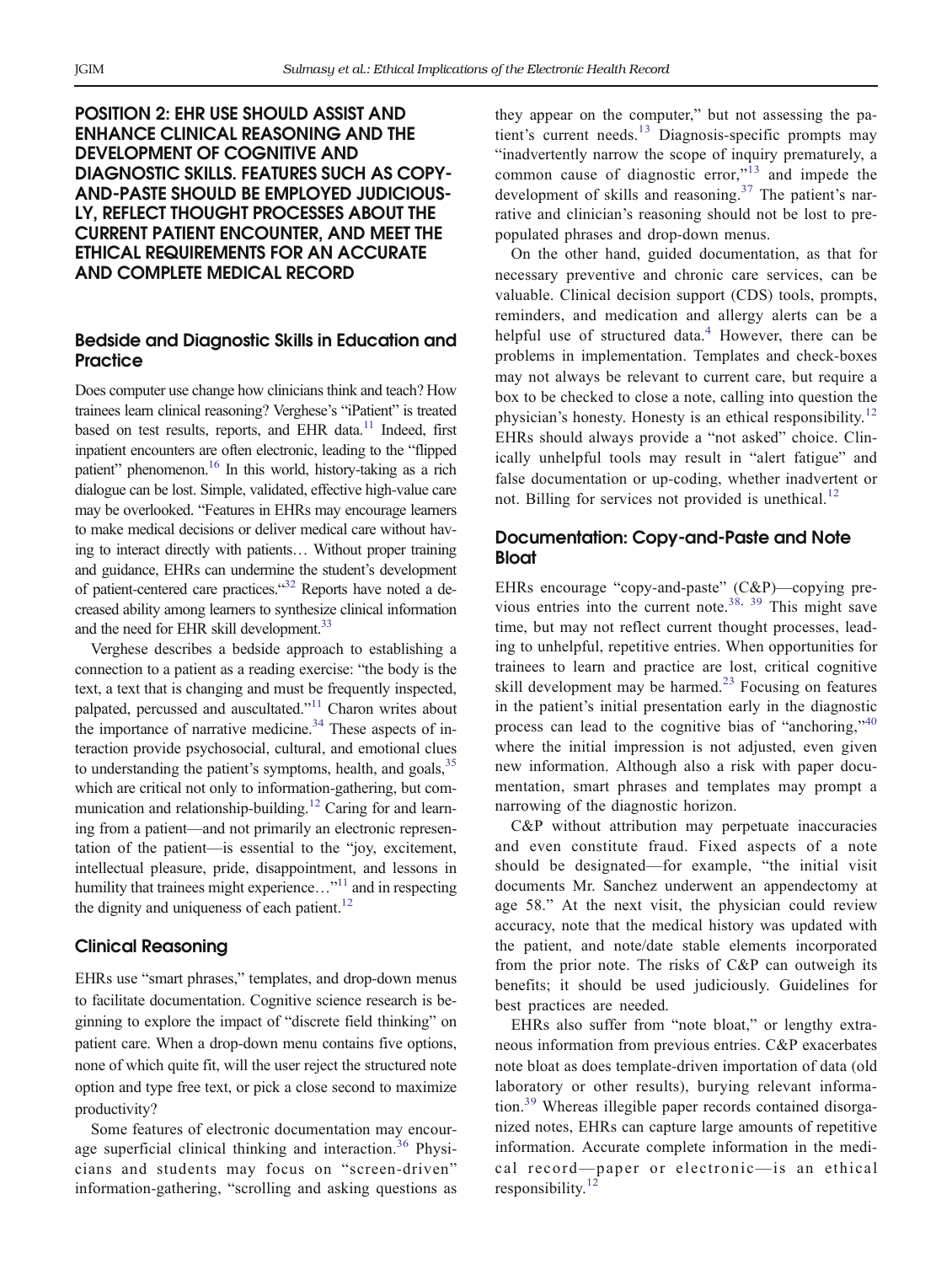## POSITION 2: EHR USE SHOULD ASSIST AND ENHANCE CLINICAL REASONING AND THE DEVELOPMENT OF COGNITIVE AND DIAGNOSTIC SKILLS. FEATURES SUCH AS COPY-AND-PASTE SHOULD BE EMPLOYED JUDICIOUSLY, REFLECT THOUGHT PROCESSES ABOUT THE CURRENT PATIENT ENCOUNTER, AND MEET THE ETHICAL REQUIREMENTS FOR AN ACCURATE AND COMPLETE MEDICAL RECORD

### Bedside and Diagnostic Skills in Education and Practice

Does computer use change how clinicians think and teach? How trainees learn clinical reasoning? Verghese's "iPatient" is treated based on test results, reports, and EHR data.[11] Indeed, first inpatient encounters are often electronic, leading to the "flipped patient" phenomenon.[16] In this world, history-taking as a rich dialogue can be lost. Simple, validated, effective high-value care may be overlooked. "Features in EHRs may encourage learners to make medical decisions or deliver medical care without having to interact directly with patients… Without proper training and guidance, EHRs can undermine the student's development of patient-centered care practices."[32] Reports have noted a decreased ability among learners to synthesize clinical information and the need for EHR skill development.[33]

Verghese describes a bedside approach to establishing a connection to a patient as a reading exercise: "the body is the text, a text that is changing and must be frequently inspected, palpated, percussed and auscultated."[11] Charon writes about the importance of narrative medicine.[34] These aspects of interaction provide psychosocial, cultural, and emotional clues to understanding the patient's symptoms, health, and goals,[35] which are critical not only to information-gathering, but communication and relationship-building.[12] Caring for and learning from a patient—and not primarily an electronic representation of the patient—is essential to the "joy, excitement, intellectual pleasure, pride, disappointment, and lessons in humility that trainees might experience…"[11] and in respecting the dignity and uniqueness of each patient.[12]

### Clinical Reasoning

EHRs use "smart phrases," templates, and drop-down menus to facilitate documentation. Cognitive science research is beginning to explore the impact of "discrete field thinking" on patient care. When a drop-down menu contains five options, none of which quite fit, will the user reject the structured note option and type free text, or pick a close second to maximize productivity?

Some features of electronic documentation may encourage superficial clinical thinking and interaction.[36] Physicians and students may focus on "screen-driven" information-gathering, "scrolling and asking questions as they appear on the computer," but not assessing the patient's current needs.[13] Diagnosis-specific prompts may "inadvertently narrow the scope of inquiry prematurely, a common cause of diagnostic error,"[13] and impede the development of skills and reasoning.[37] The patient's narrative and clinician's reasoning should not be lost to prepopulated phrases and drop-down menus.

On the other hand, guided documentation, as that for necessary preventive and chronic care services, can be valuable. Clinical decision support (CDS) tools, prompts, reminders, and medication and allergy alerts can be a helpful use of structured data.[4] However, there can be problems in implementation. Templates and check-boxes may not always be relevant to current care, but require a box to be checked to close a note, calling into question the physician's honesty. Honesty is an ethical responsibility.[12] EHRs should always provide a "not asked" choice. Clinically unhelpful tools may result in "alert fatigue" and false documentation or up-coding, whether inadvertent or not. Billing for services not provided is unethical.[12]

### Documentation: Copy-and-Paste and Note Bloat

EHRs encourage "copy-and-paste" (C&P)—copying previous entries into the current note.[38, 39] This might save time, but may not reflect current thought processes, leading to unhelpful, repetitive entries. When opportunities for trainees to learn and practice are lost, critical cognitive skill development may be harmed.[23] Focusing on features in the patient's initial presentation early in the diagnostic process can lead to the cognitive bias of "anchoring,"[40] where the initial impression is not adjusted, even given new information. Although also a risk with paper documentation, smart phrases and templates may prompt a narrowing of the diagnostic horizon.

C&P without attribution may perpetuate inaccuracies and even constitute fraud. Fixed aspects of a note should be designated—for example, "the initial visit documents Mr. Sanchez underwent an appendectomy at age 58." At the next visit, the physician could review accuracy, note that the medical history was updated with the patient, and note/date stable elements incorporated from the prior note. The risks of C&P can outweigh its benefits; it should be used judiciously. Guidelines for best practices are needed.

EHRs also suffer from "note bloat," or lengthy extraneous information from previous entries. C&P exacerbates note bloat as does template-driven importation of data (old laboratory or other results), burying relevant information.[39] Whereas illegible paper records contained disorganized notes, EHRs can capture large amounts of repetitive information. Accurate complete information in the medical record—paper or electronic—is an ethical responsibility.[12]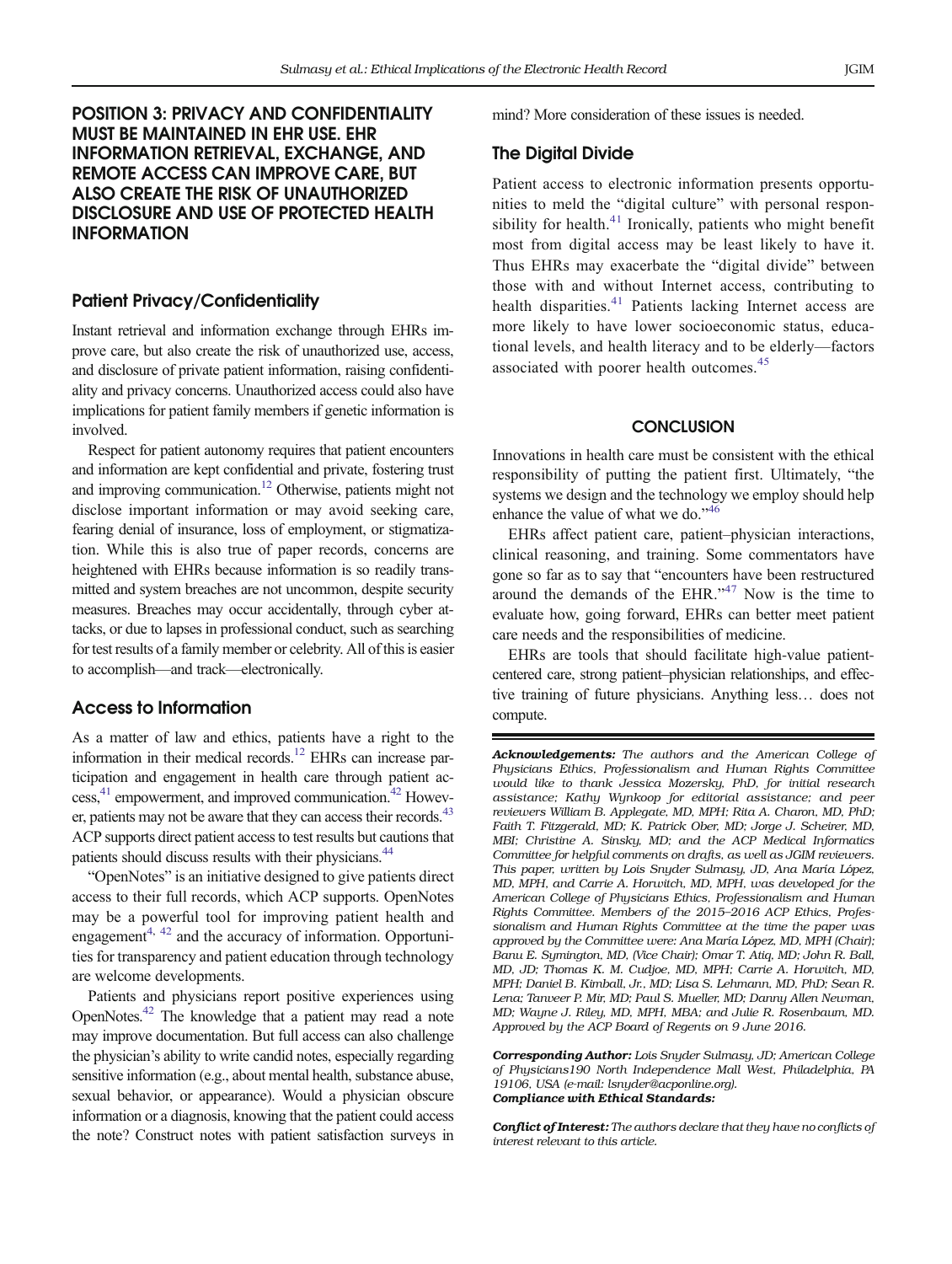## POSITION 3: PRIVACY AND CONFIDENTIALITY MUST BE MAINTAINED IN EHR USE. EHR INFORMATION RETRIEVAL, EXCHANGE, AND REMOTE ACCESS CAN IMPROVE CARE, BUT ALSO CREATE THE RISK OF UNAUTHORIZED DISCLOSURE AND USE OF PROTECTED HEALTH INFORMATION

### Patient Privacy/Confidentiality

Instant retrieval and information exchange through EHRs improve care, but also create the risk of unauthorized use, access, and disclosure of private patient information, raising confidentiality and privacy concerns. Unauthorized access could also have implications for patient family members if genetic information is involved.

Respect for patient autonomy requires that patient encounters and information are kept confidential and private, fostering trust and improving communication.[12] Otherwise, patients might not disclose important information or may avoid seeking care, fearing denial of insurance, loss of employment, or stigmatization. While this is also true of paper records, concerns are heightened with EHRs because information is so readily transmitted and system breaches are not uncommon, despite security measures. Breaches may occur accidentally, through cyber attacks, or due to lapses in professional conduct, such as searching for test results of a family member or celebrity. All of this is easier to accomplish—and track—electronically.

### Access to Information

As a matter of law and ethics, patients have a right to the information in their medical records.[12] EHRs can increase participation and engagement in health care through patient access,[41] empowerment, and improved communication.[42] However, patients may not be aware that they can access their records.[43] ACP supports direct patient access to test results but cautions that patients should discuss results with their physicians.[44]

"OpenNotes" is an initiative designed to give patients direct access to their full records, which ACP supports. OpenNotes may be a powerful tool for improving patient health and engagement[4, 42] and the accuracy of information. Opportunities for transparency and patient education through technology are welcome developments.

Patients and physicians report positive experiences using OpenNotes.[42] The knowledge that a patient may read a note may improve documentation. But full access can also challenge the physician's ability to write candid notes, especially regarding sensitive information (e.g., about mental health, substance abuse, sexual behavior, or appearance). Would a physician obscure information or a diagnosis, knowing that the patient could access the note? Construct notes with patient satisfaction surveys in mind? More consideration of these issues is needed.

### The Digital Divide

Patient access to electronic information presents opportunities to meld the "digital culture" with personal responsibility for health.[41] Ironically, patients who might benefit most from digital access may be least likely to have it. Thus EHRs may exacerbate the "digital divide" between those with and without Internet access, contributing to health disparities.[41] Patients lacking Internet access are more likely to have lower socioeconomic status, educational levels, and health literacy and to be elderly—factors associated with poorer health outcomes.[45]

## CONCLUSION

Innovations in health care must be consistent with the ethical responsibility of putting the patient first. Ultimately, "the systems we design and the technology we employ should help enhance the value of what we do."[46]

EHRs affect patient care, patient–physician interactions, clinical reasoning, and training. Some commentators have gone so far as to say that "encounters have been restructured around the demands of the EHR."[47] Now is the time to evaluate how, going forward, EHRs can better meet patient care needs and the responsibilities of medicine.

EHRs are tools that should facilitate high-value patient-centered care, strong patient–physician relationships, and effective training of future physicians. Anything less… does not compute.

***Acknowledgements:*** *The authors and the American College of Physicians Ethics, Professionalism and Human Rights Committee would like to thank Jessica Mozersky, PhD, for initial research assistance; Kathy Wynkoop for editorial assistance; and peer reviewers William B. Applegate, MD, MPH; Rita A. Charon, MD, PhD; Faith T. Fitzgerald, MD; K. Patrick Ober, MD; Jorge J. Scheirer, MD, MBI; Christine A. Sinsky, MD; and the ACP Medical Informatics Committee for helpful comments on drafts, as well as JGIM reviewers. This paper, written by Lois Snyder Sulmasy, JD, Ana María López, MD, MPH, and Carrie A. Horwitch, MD, MPH, was developed for the American College of Physicians Ethics, Professionalism and Human Rights Committee. Members of the 2015–2016 ACP Ethics, Professionalism and Human Rights Committee at the time the paper was approved by the Committee were: Ana María López, MD, MPH (Chair); Banu E. Symington, MD, (Vice Chair); Omar T. Atiq, MD; John R. Ball, MD, JD; Thomas K. M. Cudjoe, MD, MPH; Carrie A. Horwitch, MD, MPH; Daniel B. Kimball, Jr., MD; Lisa S. Lehmann, MD, PhD; Sean R. Lena; Tanveer P. Mir, MD; Paul S. Mueller, MD; Danny Allen Newman, MD; Wayne J. Riley, MD, MPH, MBA; and Julie R. Rosenbaum, MD. Approved by the ACP Board of Regents on 9 June 2016.*

***Corresponding Author:*** *Lois Snyder Sulmasy, JD; American College of Physicians190 North Independence Mall West, Philadelphia, PA 19106, USA (e-mail: lsnyder@acponline.org).*

***Compliance with Ethical Standards:***

***Conflict of Interest:*** *The authors declare that they have no conflicts of interest relevant to this article.*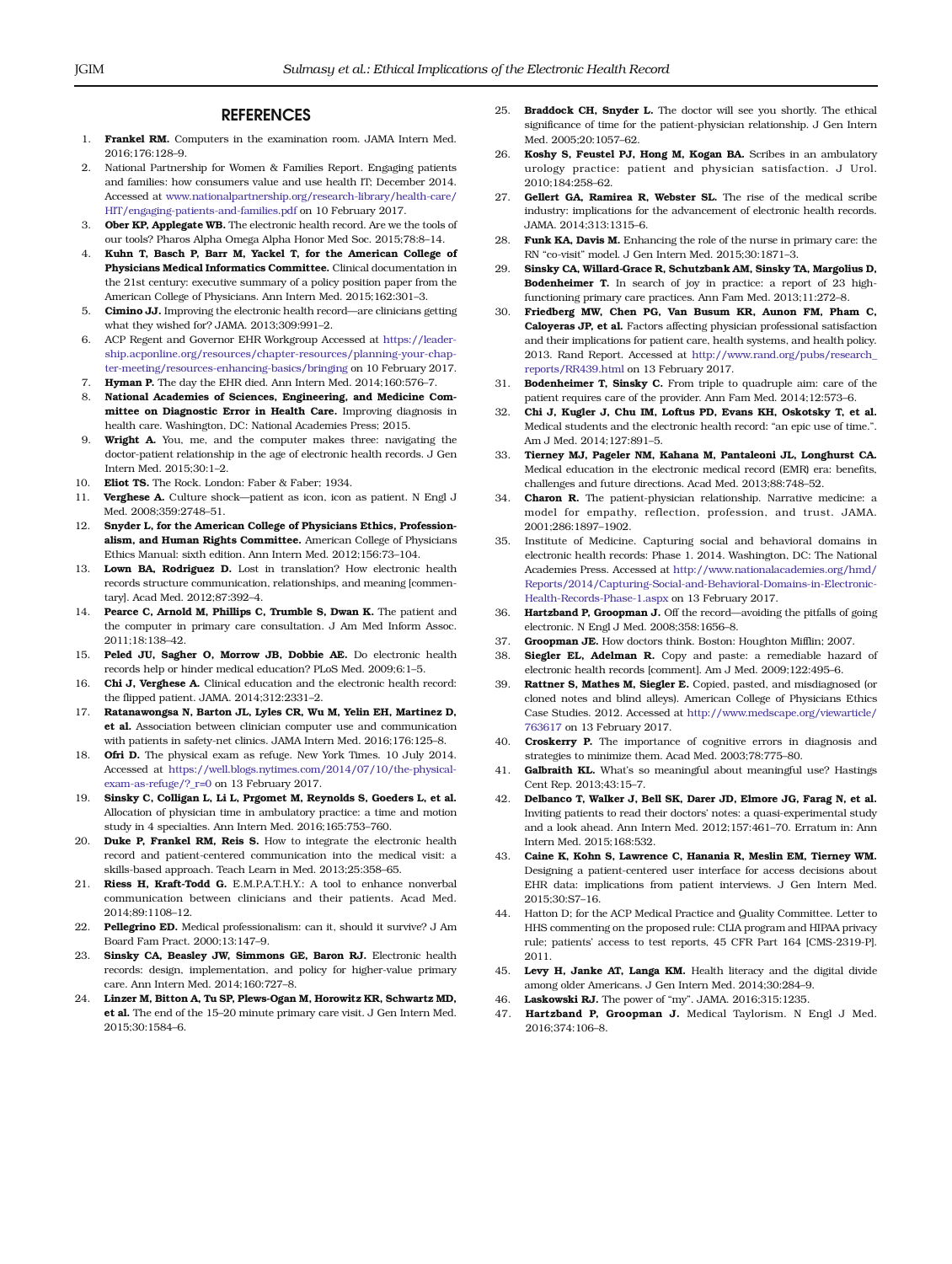## REFERENCES

1. **Frankel RM.** Computers in the examination room. JAMA Intern Med. 2016;176:128–9.
2. National Partnership for Women & Families Report. Engaging patients and families: how consumers value and use health IT; December 2014. Accessed at www.nationalpartnership.org/research-library/health-care/HIT/engaging-patients-and-families.pdf on 10 February 2017.
3. **Ober KP, Applegate WB.** The electronic health record. Are we the tools of our tools? Pharos Alpha Omega Alpha Honor Med Soc. 2015;78:8–14.
4. **Kuhn T, Basch P, Barr M, Yackel T, for the American College of Physicians Medical Informatics Committee.** Clinical documentation in the 21st century: executive summary of a policy position paper from the American College of Physicians. Ann Intern Med. 2015;162:301–3.
5. **Cimino JJ.** Improving the electronic health record—are clinicians getting what they wished for? JAMA. 2013;309:991–2.
6. ACP Regent and Governor EHR Workgroup Accessed at https://leadership.acponline.org/resources/chapter-resources/planning-your-chapter-meeting/resources-enhancing-basics/bringing on 10 February 2017.
7. **Hyman P.** The day the EHR died. Ann Intern Med. 2014;160:576–7.
8. **National Academies of Sciences, Engineering, and Medicine Committee on Diagnostic Error in Health Care.** Improving diagnosis in health care. Washington, DC: National Academies Press; 2015.
9. **Wright A.** You, me, and the computer makes three: navigating the doctor-patient relationship in the age of electronic health records. J Gen Intern Med. 2015;30:1–2.
10. **Eliot TS.** The Rock. London: Faber & Faber; 1934.
11. **Verghese A.** Culture shock—patient as icon, icon as patient. N Engl J Med. 2008;359:2748–51.
12. **Snyder L, for the American College of Physicians Ethics, Professionalism, and Human Rights Committee.** American College of Physicians Ethics Manual: sixth edition. Ann Intern Med. 2012;156:73–104.
13. **Lown BA, Rodriguez D.** Lost in translation? How electronic health records structure communication, relationships, and meaning [commentary]. Acad Med. 2012;87:392–4.
14. **Pearce C, Arnold M, Phillips C, Trumble S, Dwan K.** The patient and the computer in primary care consultation. J Am Med Inform Assoc. 2011;18:138–42.
15. **Peled JU, Sagher O, Morrow JB, Dobbie AE.** Do electronic health records help or hinder medical education? PLoS Med. 2009;6:1–5.
16. **Chi J, Verghese A.** Clinical education and the electronic health record: the flipped patient. JAMA. 2014;312:2331–2.
17. **Ratanawongsa N, Barton JL, Lyles CR, Wu M, Yelin EH, Martinez D, et al.** Association between clinician computer use and communication with patients in safety-net clinics. JAMA Intern Med. 2016;176:125–8.
18. **Ofri D.** The physical exam as refuge. New York Times. 10 July 2014. Accessed at https://well.blogs.nytimes.com/2014/07/10/the-physical-exam-as-refuge/?_r=0 on 13 February 2017.
19. **Sinsky C, Colligan L, Li L, Prgomet M, Reynolds S, Goeders L, et al.** Allocation of physician time in ambulatory practice: a time and motion study in 4 specialties. Ann Intern Med. 2016;165:753–760.
20. **Duke P, Frankel RM, Reis S.** How to integrate the electronic health record and patient-centered communication into the medical visit: a skills-based approach. Teach Learn in Med. 2013;25:358–65.
21. **Riess H, Kraft-Todd G.** E.M.P.A.T.H.Y.: A tool to enhance nonverbal communication between clinicians and their patients. Acad Med. 2014;89:1108–12.
22. **Pellegrino ED.** Medical professionalism: can it, should it survive? J Am Board Fam Pract. 2000;13:147–9.
23. **Sinsky CA, Beasley JW, Simmons GE, Baron RJ.** Electronic health records: design, implementation, and policy for higher-value primary care. Ann Intern Med. 2014;160:727–8.
24. **Linzer M, Bitton A, Tu SP, Plews-Ogan M, Horowitz KR, Schwartz MD, et al.** The end of the 15–20 minute primary care visit. J Gen Intern Med. 2015;30:1584–6.
25. **Braddock CH, Snyder L.** The doctor will see you shortly. The ethical significance of time for the patient-physician relationship. J Gen Intern Med. 2005;20:1057–62.
26. **Koshy S, Feustel PJ, Hong M, Kogan BA.** Scribes in an ambulatory urology practice: patient and physician satisfaction. J Urol. 2010;184:258–62.
27. **Gellert GA, Ramirea R, Webster SL.** The rise of the medical scribe industry: implications for the advancement of electronic health records. JAMA. 2014;313:1315–6.
28. **Funk KA, Davis M.** Enhancing the role of the nurse in primary care: the RN "co-visit" model. J Gen Intern Med. 2015;30:1871–3.
29. **Sinsky CA, Willard-Grace R, Schutzbank AM, Sinsky TA, Margolius D, Bodenheimer T.** In search of joy in practice: a report of 23 high-functioning primary care practices. Ann Fam Med. 2013;11:272–8.
30. **Friedberg MW, Chen PG, Van Busum KR, Aunon FM, Pham C, Caloyeras JP, et al.** Factors affecting physician professional satisfaction and their implications for patient care, health systems, and health policy. 2013. Rand Report. Accessed at http://www.rand.org/pubs/research_reports/RR439.html on 13 February 2017.
31. **Bodenheimer T, Sinsky C.** From triple to quadruple aim: care of the patient requires care of the provider. Ann Fam Med. 2014;12:573–6.
32. **Chi J, Kugler J, Chu IM, Loftus PD, Evans KH, Oskotsky T, et al.** Medical students and the electronic health record: "an epic use of time.". Am J Med. 2014;127:891–5.
33. **Tierney MJ, Pageler NM, Kahana M, Pantaleoni JL, Longhurst CA.** Medical education in the electronic medical record (EMR) era: benefits, challenges and future directions. Acad Med. 2013;88:748–52.
34. **Charon R.** The patient-physician relationship. Narrative medicine: a model for empathy, reflection, profession, and trust. JAMA. 2001;286:1897–1902.
35. Institute of Medicine. Capturing social and behavioral domains in electronic health records: Phase 1. 2014. Washington, DC: The National Academies Press. Accessed at http://www.nationalacademies.org/hmd/Reports/2014/Capturing-Social-and-Behavioral-Domains-in-Electronic-Health-Records-Phase-1.aspx on 13 February 2017.
36. **Hartzband P, Groopman J.** Off the record—avoiding the pitfalls of going electronic. N Engl J Med. 2008;358:1656–8.
37. **Groopman JE.** How doctors think. Boston: Houghton Mifflin; 2007.
38. **Siegler EL, Adelman R.** Copy and paste: a remediable hazard of electronic health records [comment]. Am J Med. 2009;122:495–6.
39. **Rattner S, Mathes M, Siegler E.** Copied, pasted, and misdiagnosed (or cloned notes and blind alleys). American College of Physicians Ethics Case Studies. 2012. Accessed at http://www.medscape.org/viewarticle/763617 on 13 February 2017.
40. **Croskerry P.** The importance of cognitive errors in diagnosis and strategies to minimize them. Acad Med. 2003;78:775–80.
41. **Galbraith KL.** What's so meaningful about meaningful use? Hastings Cent Rep. 2013;43:15–7.
42. **Delbanco T, Walker J, Bell SK, Darer JD, Elmore JG, Farag N, et al.** Inviting patients to read their doctors' notes: a quasi-experimental study and a look ahead. Ann Intern Med. 2012;157:461–70. Erratum in: Ann Intern Med. 2015;168:532.
43. **Caine K, Kohn S, Lawrence C, Hanania R, Meslin EM, Tierney WM.** Designing a patient-centered user interface for access decisions about EHR data: implications from patient interviews. J Gen Intern Med. 2015;30:S7–16.
44. Hatton D; for the ACP Medical Practice and Quality Committee. Letter to HHS commenting on the proposed rule: CLIA program and HIPAA privacy rule; patients' access to test reports, 45 CFR Part 164 [CMS-2319-P]. 2011.
45. **Levy H, Janke AT, Langa KM.** Health literacy and the digital divide among older Americans. J Gen Intern Med. 2014;30:284–9.
46. **Laskowski RJ.** The power of "my". JAMA. 2016;315:1235.
47. **Hartzband P, Groopman J.** Medical Taylorism. N Engl J Med. 2016;374:106–8.